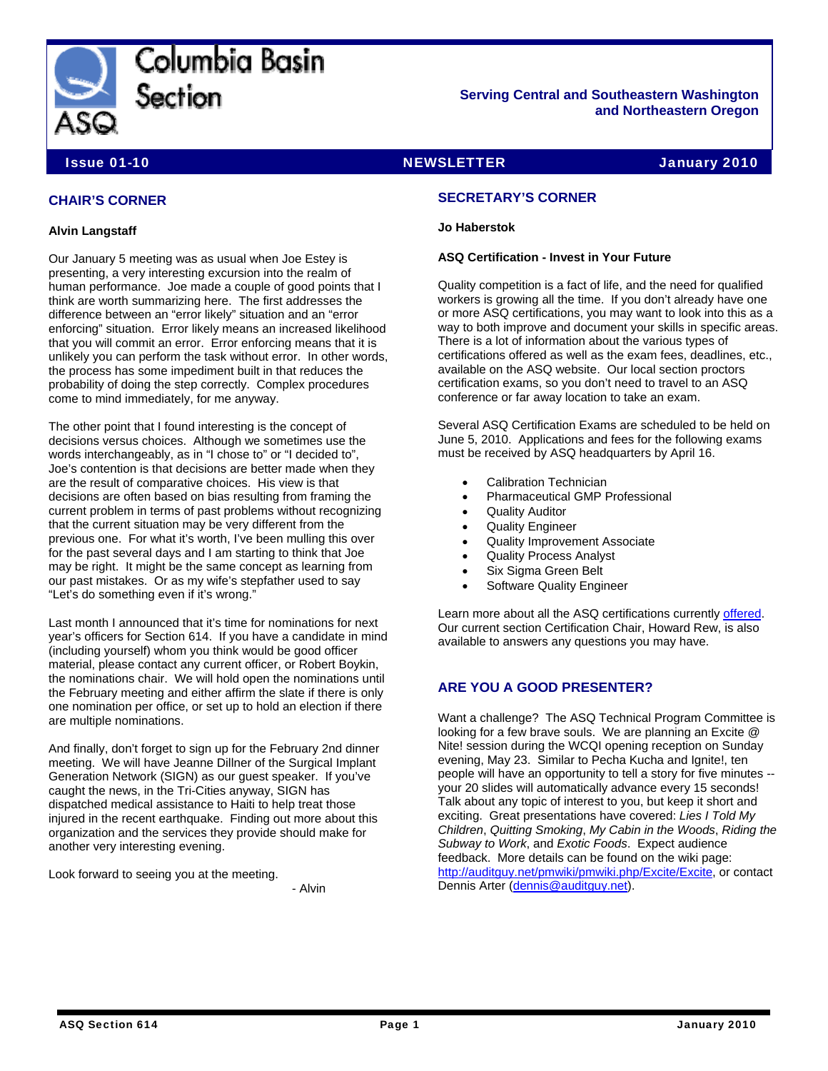# Columbia Basin Section

ASQ

**Serving Central and Southeastern Washington and Northeastern Oregon**

**Issue 01-10** | **NEWSLETTER** | **January 2010**

## CHAIR'S CORNER

**Alvin Langstaff**

Our January 5 meeting was as usual when Joe Estey is presenting, a very interesting excursion into the realm of human performance. Joe made a couple of good points that I think are worth summarizing here. The first addresses the difference between an "error likely" situation and an "error enforcing" situation. Error likely means an increased likelihood that you will commit an error. Error enforcing means that it is unlikely you can perform the task without error. In other words, the process has some impediment built in that reduces the probability of doing the step correctly. Complex procedures come to mind immediately, for me anyway.

The other point that I found interesting is the concept of decisions versus choices. Although we sometimes use the words interchangeably, as in "I chose to" or "I decided to", Joe's contention is that decisions are better made when they are the result of comparative choices. His view is that decisions are often based on bias resulting from framing the current problem in terms of past problems without recognizing that the current situation may be very different from the previous one. For what it's worth, I've been mulling this over for the past several days and I am starting to think that Joe may be right. It might be the same concept as learning from our past mistakes. Or as my wife's stepfather used to say "Let's do something even if it's wrong."

Last month I announced that it's time for nominations for next year's officers for Section 614. If you have a candidate in mind (including yourself) whom you think would be good officer material, please contact any current officer, or Robert Boykin, the nominations chair. We will hold open the nominations until the February meeting and either affirm the slate if there is only one nomination per office, or set up to hold an election if there are multiple nominations.

And finally, don't forget to sign up for the February 2nd dinner meeting. We will have Jeanne Dillner of the Surgical Implant Generation Network (SIGN) as our guest speaker. If you've caught the news, in the Tri-Cities anyway, SIGN has dispatched medical assistance to Haiti to help treat those injured in the recent earthquake. Finding out more about this organization and the services they provide should make for another very interesting evening.

Look forward to seeing you at the meeting.

- Alvin

## SECRETARY'S CORNER

**Jo Haberstok**

**ASQ Certification - Invest in Your Future**

Quality competition is a fact of life, and the need for qualified workers is growing all the time. If you don't already have one or more ASQ certifications, you may want to look into this as a way to both improve and document your skills in specific areas. There is a lot of information about the various types of certifications offered as well as the exam fees, deadlines, etc., available on the ASQ website. Our local section proctors certification exams, so you don't need to travel to an ASQ conference or far away location to take an exam.

Several ASQ Certification Exams are scheduled to be held on June 5, 2010. Applications and fees for the following exams must be received by ASQ headquarters by April 16.

- Calibration Technician
- Pharmaceutical GMP Professional
- Quality Auditor
- Quality Engineer
- Quality Improvement Associate
- Quality Process Analyst
- Six Sigma Green Belt
- Software Quality Engineer

Learn more about all the ASQ certifications currently offered. Our current section Certification Chair, Howard Rew, is also available to answers any questions you may have.

## ARE YOU A GOOD PRESENTER?

Want a challenge? The ASQ Technical Program Committee is looking for a few brave souls. We are planning an Excite @ Nite! session during the WCQI opening reception on Sunday evening, May 23. Similar to Pecha Kucha and Ignite!, ten people will have an opportunity to tell a story for five minutes -- your 20 slides will automatically advance every 15 seconds! Talk about any topic of interest to you, but keep it short and exciting. Great presentations have covered: *Lies I Told My Children*, *Quitting Smoking*, *My Cabin in the Woods*, *Riding the Subway to Work*, and *Exotic Foods*. Expect audience feedback. More details can be found on the wiki page: http://auditguy.net/pmwiki/pmwiki.php/Excite/Excite, or contact Dennis Arter (dennis@auditguy.net).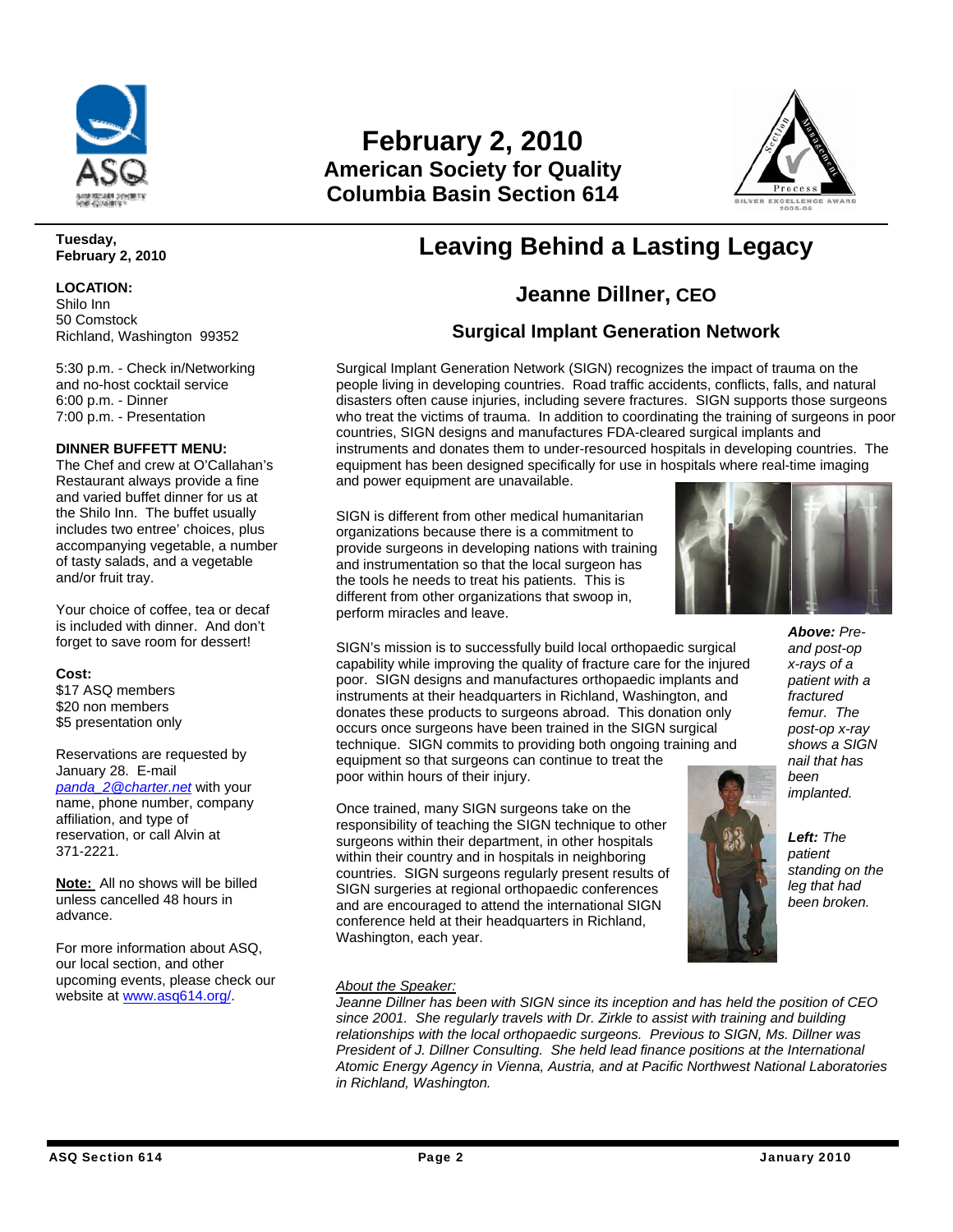# February 2, 2010
## American Society for Quality
## Columbia Basin Section 614

**Tuesday, February 2, 2010**

**LOCATION:**
Shilo Inn
50 Comstock
Richland, Washington 99352

5:30 p.m. - Check in/Networking and no-host cocktail service
6:00 p.m. - Dinner
7:00 p.m. - Presentation

**DINNER BUFFETT MENU:**
The Chef and crew at O'Callahan's Restaurant always provide a fine and varied buffet dinner for us at the Shilo Inn. The buffet usually includes two entree' choices, plus accompanying vegetable, a number of tasty salads, and a vegetable and/or fruit tray.

Your choice of coffee, tea or decaf is included with dinner. And don't forget to save room for dessert!

**Cost:**
$17 ASQ members
$20 non members
$5 presentation only

Reservations are requested by January 28. E-mail *panda_2@charter.net* with your name, phone number, company affiliation, and type of reservation, or call Alvin at 371-2221.

**Note:** All no shows will be billed unless cancelled 48 hours in advance.

For more information about ASQ, our local section, and other upcoming events, please check our website at www.asq614.org/.

# Leaving Behind a Lasting Legacy

## Jeanne Dillner, CEO

### Surgical Implant Generation Network

Surgical Implant Generation Network (SIGN) recognizes the impact of trauma on the people living in developing countries. Road traffic accidents, conflicts, falls, and natural disasters often cause injuries, including severe fractures. SIGN supports those surgeons who treat the victims of trauma. In addition to coordinating the training of surgeons in poor countries, SIGN designs and manufactures FDA-cleared surgical implants and instruments and donates them to under-resourced hospitals in developing countries. The equipment has been designed specifically for use in hospitals where real-time imaging and power equipment are unavailable.

SIGN is different from other medical humanitarian organizations because there is a commitment to provide surgeons in developing nations with training and instrumentation so that the local surgeon has the tools he needs to treat his patients. This is different from other organizations that swoop in, perform miracles and leave.

*__Above:__ Pre- and post-op x-rays of a patient with a fractured femur. The post-op x-ray shows a SIGN nail that has been implanted.*

SIGN's mission is to successfully build local orthopaedic surgical capability while improving the quality of fracture care for the injured poor. SIGN designs and manufactures orthopaedic implants and instruments at their headquarters in Richland, Washington, and donates these products to surgeons abroad. This donation only occurs once surgeons have been trained in the SIGN surgical technique. SIGN commits to providing both ongoing training and equipment so that surgeons can continue to treat the poor within hours of their injury.

Once trained, many SIGN surgeons take on the responsibility of teaching the SIGN technique to other surgeons within their department, in other hospitals within their country and in hospitals in neighboring countries. SIGN surgeons regularly present results of SIGN surgeries at regional orthopaedic conferences and are encouraged to attend the international SIGN conference held at their headquarters in Richland, Washington, each year.

*__Left:__ The patient standing on the leg that had been broken.*

<u>*About the Speaker:*</u>
*Jeanne Dillner has been with SIGN since its inception and has held the position of CEO since 2001. She regularly travels with Dr. Zirkle to assist with training and building relationships with the local orthopaedic surgeons. Previous to SIGN, Ms. Dillner was President of J. Dillner Consulting. She held lead finance positions at the International Atomic Energy Agency in Vienna, Austria, and at Pacific Northwest National Laboratories in Richland, Washington.*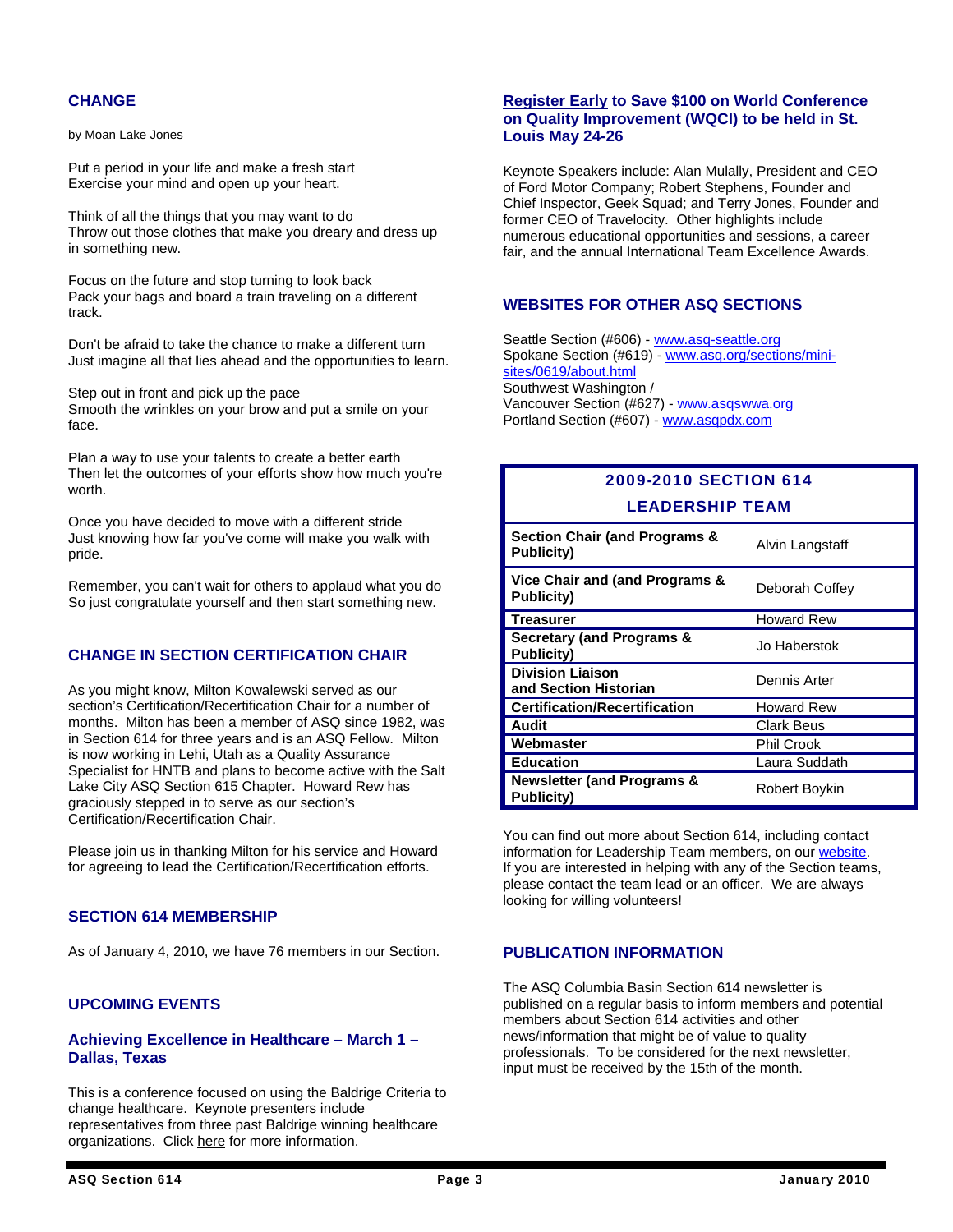## CHANGE

by Moan Lake Jones

Put a period in your life and make a fresh start
Exercise your mind and open up your heart.

Think of all the things that you may want to do
Throw out those clothes that make you dreary and dress up in something new.

Focus on the future and stop turning to look back
Pack your bags and board a train traveling on a different track.

Don't be afraid to take the chance to make a different turn
Just imagine all that lies ahead and the opportunities to learn.

Step out in front and pick up the pace
Smooth the wrinkles on your brow and put a smile on your face.

Plan a way to use your talents to create a better earth
Then let the outcomes of your efforts show how much you're worth.

Once you have decided to move with a different stride
Just knowing how far you've come will make you walk with pride.

Remember, you can't wait for others to applaud what you do
So just congratulate yourself and then start something new.

## CHANGE IN SECTION CERTIFICATION CHAIR

As you might know, Milton Kowalewski served as our section's Certification/Recertification Chair for a number of months. Milton has been a member of ASQ since 1982, was in Section 614 for three years and is an ASQ Fellow. Milton is now working in Lehi, Utah as a Quality Assurance Specialist for HNTB and plans to become active with the Salt Lake City ASQ Section 615 Chapter. Howard Rew has graciously stepped in to serve as our section's Certification/Recertification Chair.

Please join us in thanking Milton for his service and Howard for agreeing to lead the Certification/Recertification efforts.

## SECTION 614 MEMBERSHIP

As of January 4, 2010, we have 76 members in our Section.

## UPCOMING EVENTS

### Achieving Excellence in Healthcare – March 1 – Dallas, Texas

This is a conference focused on using the Baldrige Criteria to change healthcare. Keynote presenters include representatives from three past Baldrige winning healthcare organizations. Click here for more information.

### Register Early to Save $100 on World Conference on Quality Improvement (WQCI) to be held in St. Louis May 24-26

Keynote Speakers include: Alan Mulally, President and CEO of Ford Motor Company; Robert Stephens, Founder and Chief Inspector, Geek Squad; and Terry Jones, Founder and former CEO of Travelocity. Other highlights include numerous educational opportunities and sessions, a career fair, and the annual International Team Excellence Awards.

## WEBSITES FOR OTHER ASQ SECTIONS

Seattle Section (#606) - www.asq-seattle.org
Spokane Section (#619) - www.asq.org/sections/mini-sites/0619/about.html
Southwest Washington / Vancouver Section (#627) - www.asqswwa.org
Portland Section (#607) - www.asqpdx.com

| 2009-2010 SECTION 614 LEADERSHIP TEAM | |
|---|---|
| **Section Chair (and Programs & Publicity)** | Alvin Langstaff |
| **Vice Chair and (and Programs & Publicity)** | Deborah Coffey |
| **Treasurer** | Howard Rew |
| **Secretary (and Programs & Publicity)** | Jo Haberstok |
| **Division Liaison and Section Historian** | Dennis Arter |
| **Certification/Recertification** | Howard Rew |
| **Audit** | Clark Beus |
| **Webmaster** | Phil Crook |
| **Education** | Laura Suddath |
| **Newsletter (and Programs & Publicity)** | Robert Boykin |

You can find out more about Section 614, including contact information for Leadership Team members, on our website. If you are interested in helping with any of the Section teams, please contact the team lead or an officer. We are always looking for willing volunteers!

## PUBLICATION INFORMATION

The ASQ Columbia Basin Section 614 newsletter is published on a regular basis to inform members and potential members about Section 614 activities and other news/information that might be of value to quality professionals. To be considered for the next newsletter, input must be received by the 15th of the month.